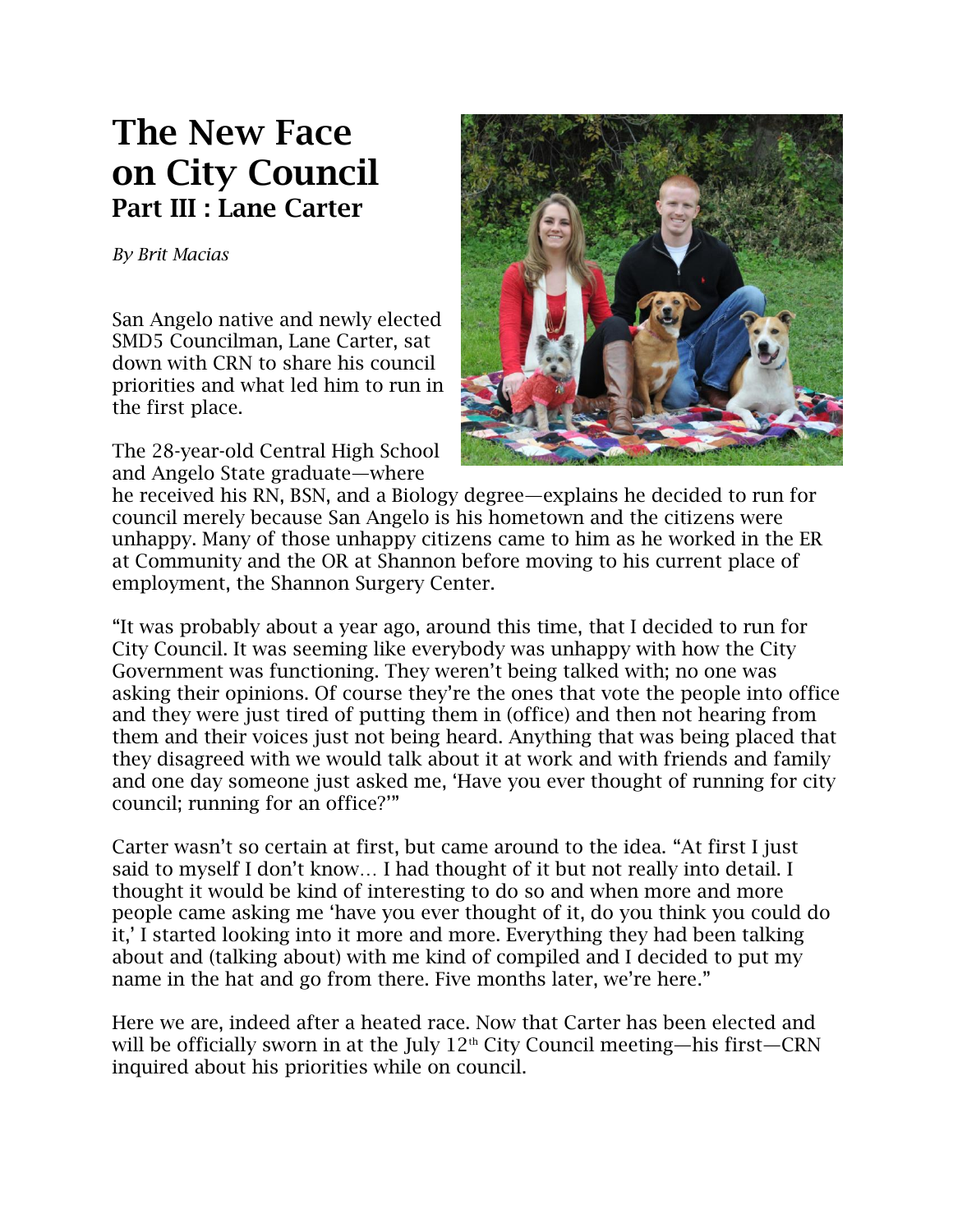# The New Face on City Council

## Part III : Lane Carter

*By Brit Macias*

San Angelo native and newly elected SMD5 Councilman, Lane Carter, sat down with CRN to share his council priorities and what led him to run in the first place.

The 28-year-old Central High School and Angelo State graduate—where he received his RN, BSN, and a Biology degree—explains he decided to run for council merely because San Angelo is his hometown and the citizens were unhappy. Many of those unhappy citizens came to him as he worked in the ER at Community and the OR at Shannon before moving to his current place of employment, the Shannon Surgery Center.

"It was probably about a year ago, around this time, that I decided to run for City Council. It was seeming like everybody was unhappy with how the City Government was functioning. They weren't being talked with; no one was asking their opinions. Of course they're the ones that vote the people into office and they were just tired of putting them in (office) and then not hearing from them and their voices just not being heard. Anything that was being placed that they disagreed with we would talk about it at work and with friends and family and one day someone just asked me, 'Have you ever thought of running for city council; running for an office?'"

Carter wasn't so certain at first, but came around to the idea. "At first I just said to myself I don't know… I had thought of it but not really into detail. I thought it would be kind of interesting to do so and when more and more people came asking me 'have you ever thought of it, do you think you could do it,' I started looking into it more and more. Everything they had been talking about and (talking about) with me kind of compiled and I decided to put my name in the hat and go from there. Five months later, we're here."

Here we are, indeed after a heated race. Now that Carter has been elected and will be officially sworn in at the July 12th City Council meeting—his first—CRN inquired about his priorities while on council.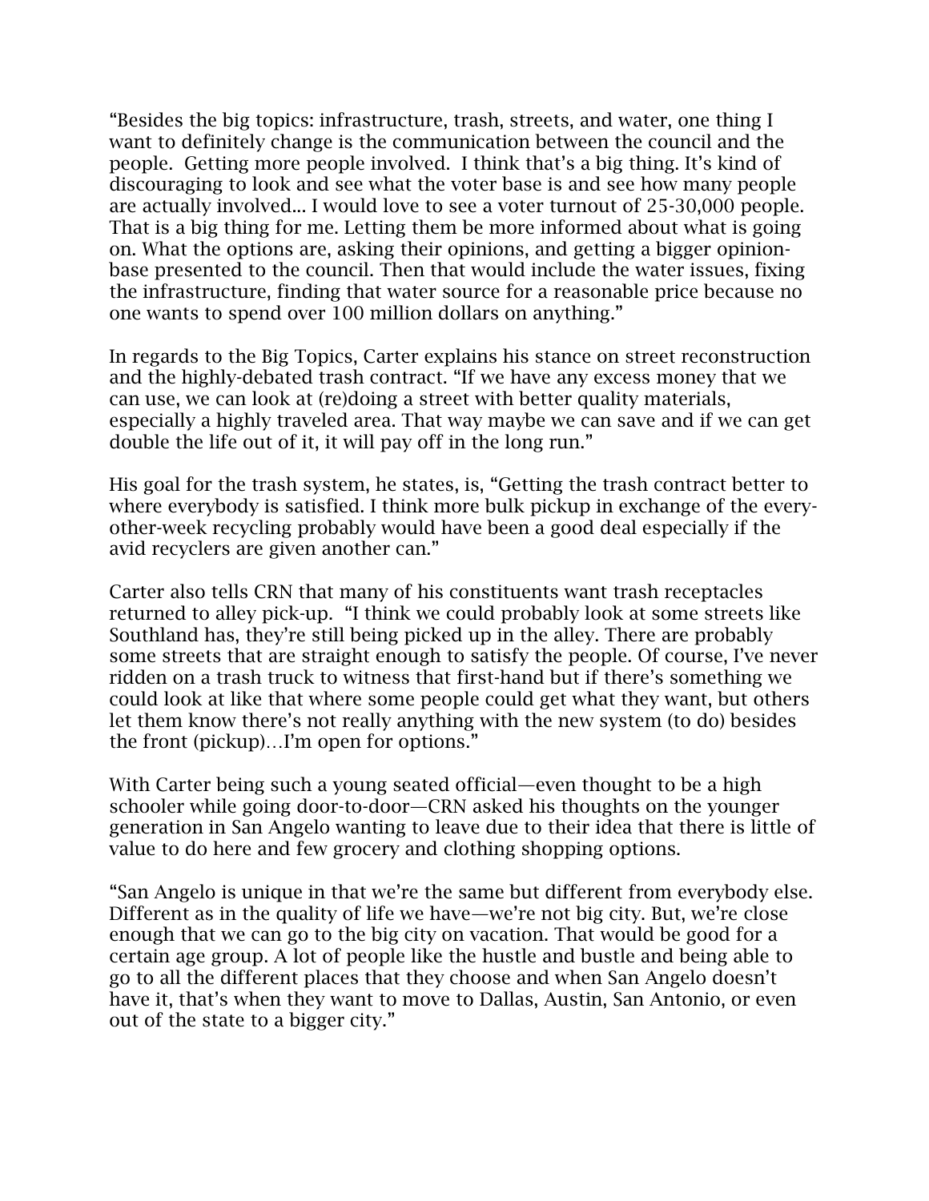"Besides the big topics: infrastructure, trash, streets, and water, one thing I want to definitely change is the communication between the council and the people.  Getting more people involved.  I think that's a big thing. It's kind of discouraging to look and see what the voter base is and see how many people are actually involved... I would love to see a voter turnout of 25-30,000 people. That is a big thing for me. Letting them be more informed about what is going on. What the options are, asking their opinions, and getting a bigger opinion-base presented to the council. Then that would include the water issues, fixing the infrastructure, finding that water source for a reasonable price because no one wants to spend over 100 million dollars on anything."

In regards to the Big Topics, Carter explains his stance on street reconstruction and the highly-debated trash contract. "If we have any excess money that we can use, we can look at (re)doing a street with better quality materials, especially a highly traveled area. That way maybe we can save and if we can get double the life out of it, it will pay off in the long run."

His goal for the trash system, he states, is, "Getting the trash contract better to where everybody is satisfied. I think more bulk pickup in exchange of the every-other-week recycling probably would have been a good deal especially if the avid recyclers are given another can."

Carter also tells CRN that many of his constituents want trash receptacles returned to alley pick-up.  "I think we could probably look at some streets like Southland has, they're still being picked up in the alley. There are probably some streets that are straight enough to satisfy the people. Of course, I've never ridden on a trash truck to witness that first-hand but if there's something we could look at like that where some people could get what they want, but others let them know there's not really anything with the new system (to do) besides the front (pickup)…I'm open for options."

With Carter being such a young seated official—even thought to be a high schooler while going door-to-door—CRN asked his thoughts on the younger generation in San Angelo wanting to leave due to their idea that there is little of value to do here and few grocery and clothing shopping options.

"San Angelo is unique in that we're the same but different from everybody else. Different as in the quality of life we have—we're not big city. But, we're close enough that we can go to the big city on vacation. That would be good for a certain age group. A lot of people like the hustle and bustle and being able to go to all the different places that they choose and when San Angelo doesn't have it, that's when they want to move to Dallas, Austin, San Antonio, or even out of the state to a bigger city."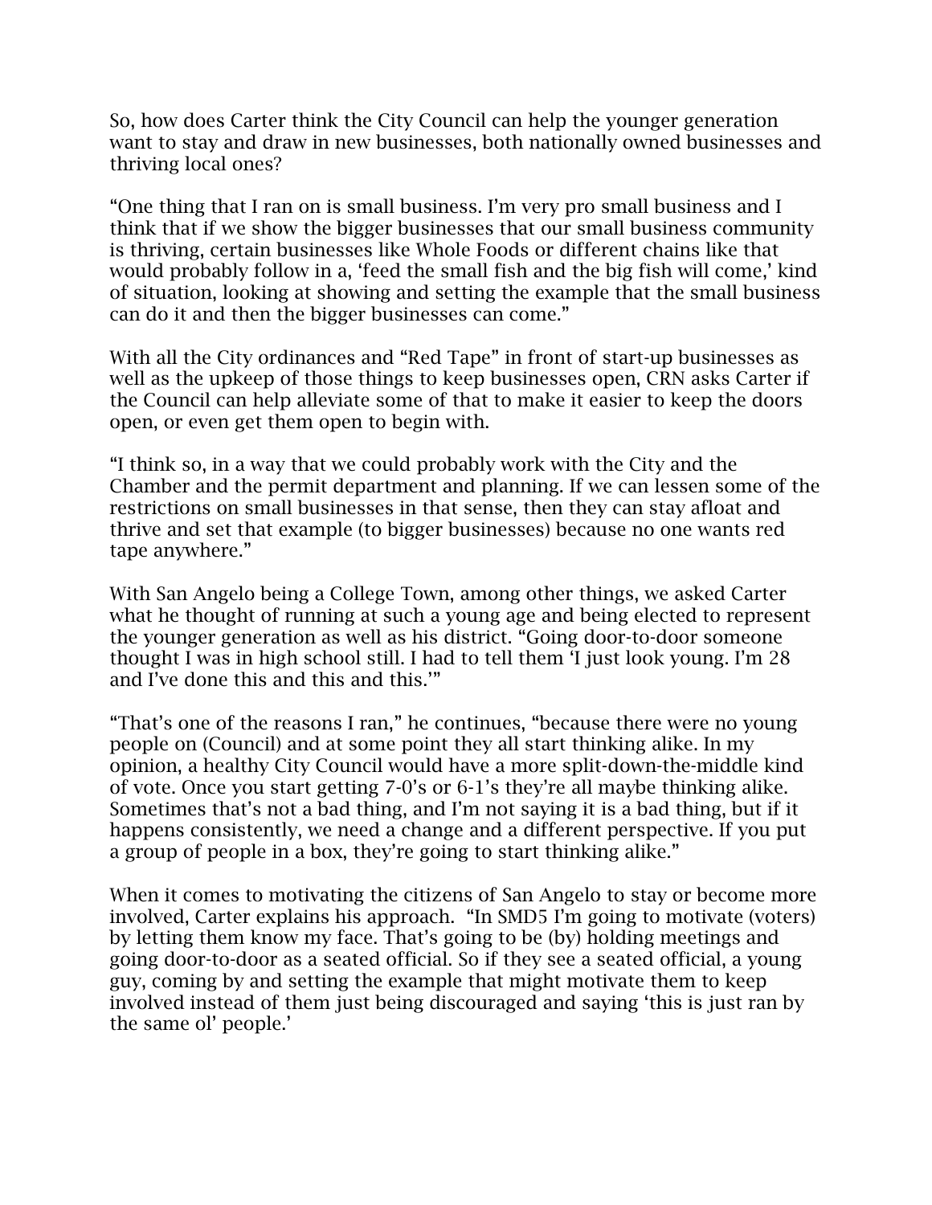So, how does Carter think the City Council can help the younger generation want to stay and draw in new businesses, both nationally owned businesses and thriving local ones?

"One thing that I ran on is small business. I'm very pro small business and I think that if we show the bigger businesses that our small business community is thriving, certain businesses like Whole Foods or different chains like that would probably follow in a, 'feed the small fish and the big fish will come,' kind of situation, looking at showing and setting the example that the small business can do it and then the bigger businesses can come."

With all the City ordinances and "Red Tape" in front of start-up businesses as well as the upkeep of those things to keep businesses open, CRN asks Carter if the Council can help alleviate some of that to make it easier to keep the doors open, or even get them open to begin with.

"I think so, in a way that we could probably work with the City and the Chamber and the permit department and planning. If we can lessen some of the restrictions on small businesses in that sense, then they can stay afloat and thrive and set that example (to bigger businesses) because no one wants red tape anywhere."

With San Angelo being a College Town, among other things, we asked Carter what he thought of running at such a young age and being elected to represent the younger generation as well as his district. "Going door-to-door someone thought I was in high school still. I had to tell them 'I just look young. I'm 28 and I've done this and this and this.'"

"That's one of the reasons I ran," he continues, "because there were no young people on (Council) and at some point they all start thinking alike. In my opinion, a healthy City Council would have a more split-down-the-middle kind of vote. Once you start getting 7-0's or 6-1's they're all maybe thinking alike. Sometimes that's not a bad thing, and I'm not saying it is a bad thing, but if it happens consistently, we need a change and a different perspective. If you put a group of people in a box, they're going to start thinking alike."

When it comes to motivating the citizens of San Angelo to stay or become more involved, Carter explains his approach. "In SMD5 I'm going to motivate (voters) by letting them know my face. That's going to be (by) holding meetings and going door-to-door as a seated official. So if they see a seated official, a young guy, coming by and setting the example that might motivate them to keep involved instead of them just being discouraged and saying 'this is just ran by the same ol' people.'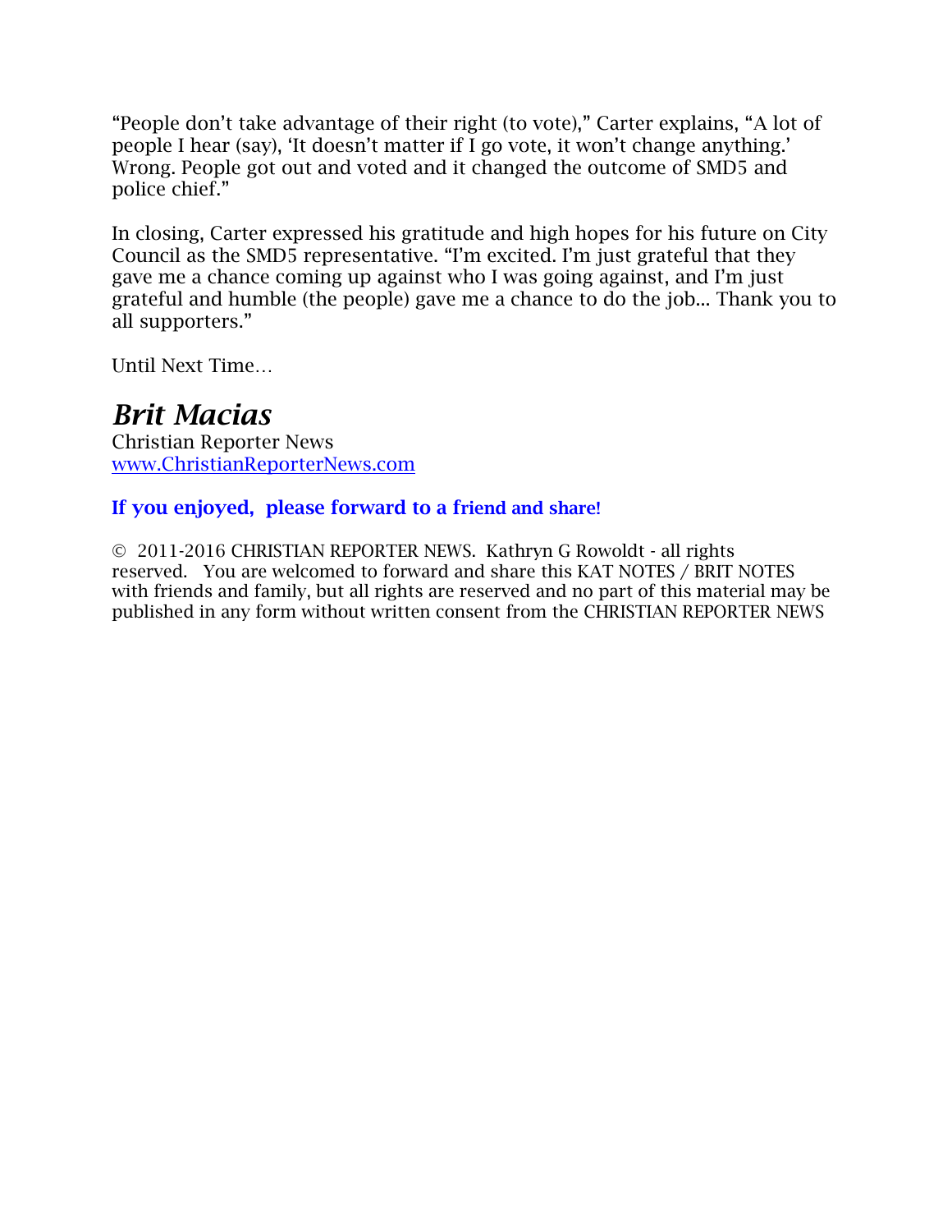"People don't take advantage of their right (to vote)," Carter explains, "A lot of people I hear (say), 'It doesn't matter if I go vote, it won't change anything.' Wrong. People got out and voted and it changed the outcome of SMD5 and police chief."

In closing, Carter expressed his gratitude and high hopes for his future on City Council as the SMD5 representative. "I'm excited. I'm just grateful that they gave me a chance coming up against who I was going against, and I'm just grateful and humble (the people) gave me a chance to do the job... Thank you to all supporters."

Until Next Time…

***Brit Macias***
Christian Reporter News
[www.ChristianReporterNews.com](http://www.ChristianReporterNews.com)

**If you enjoyed, please forward to a friend and share!**

© 2011-2016 CHRISTIAN REPORTER NEWS. Kathryn G Rowoldt - all rights reserved. You are welcomed to forward and share this KAT NOTES / BRIT NOTES with friends and family, but all rights are reserved and no part of this material may be published in any form without written consent from the CHRISTIAN REPORTER NEWS